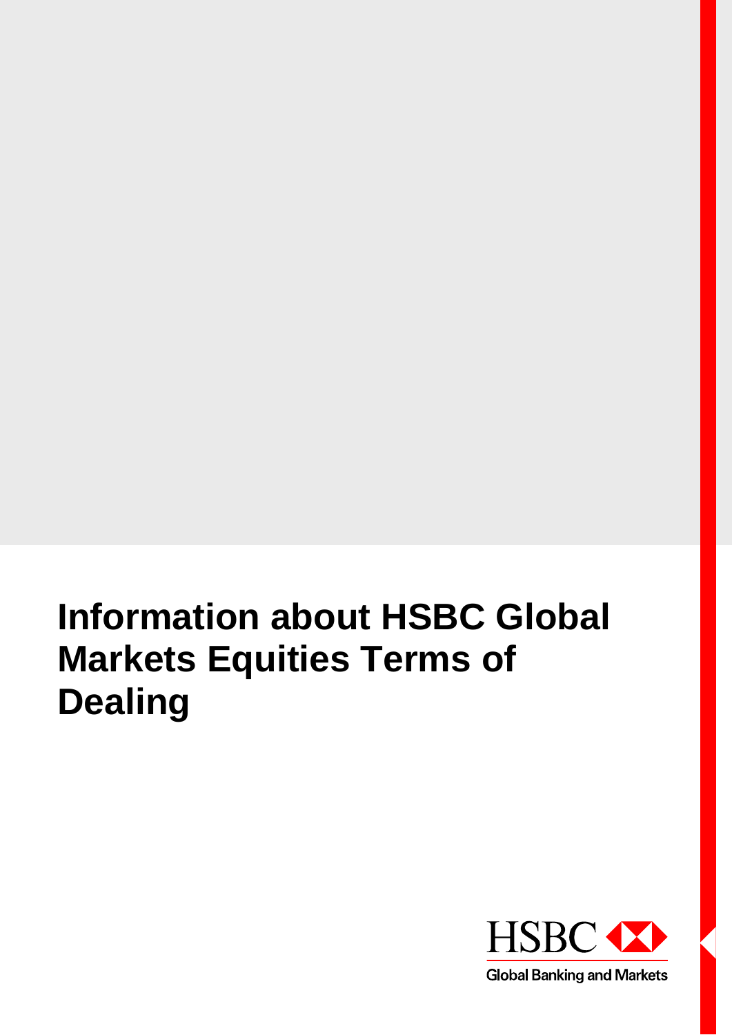# Information about HSBC Global Markets Equities Terms of Dealing

HSBC

Global Banking and Markets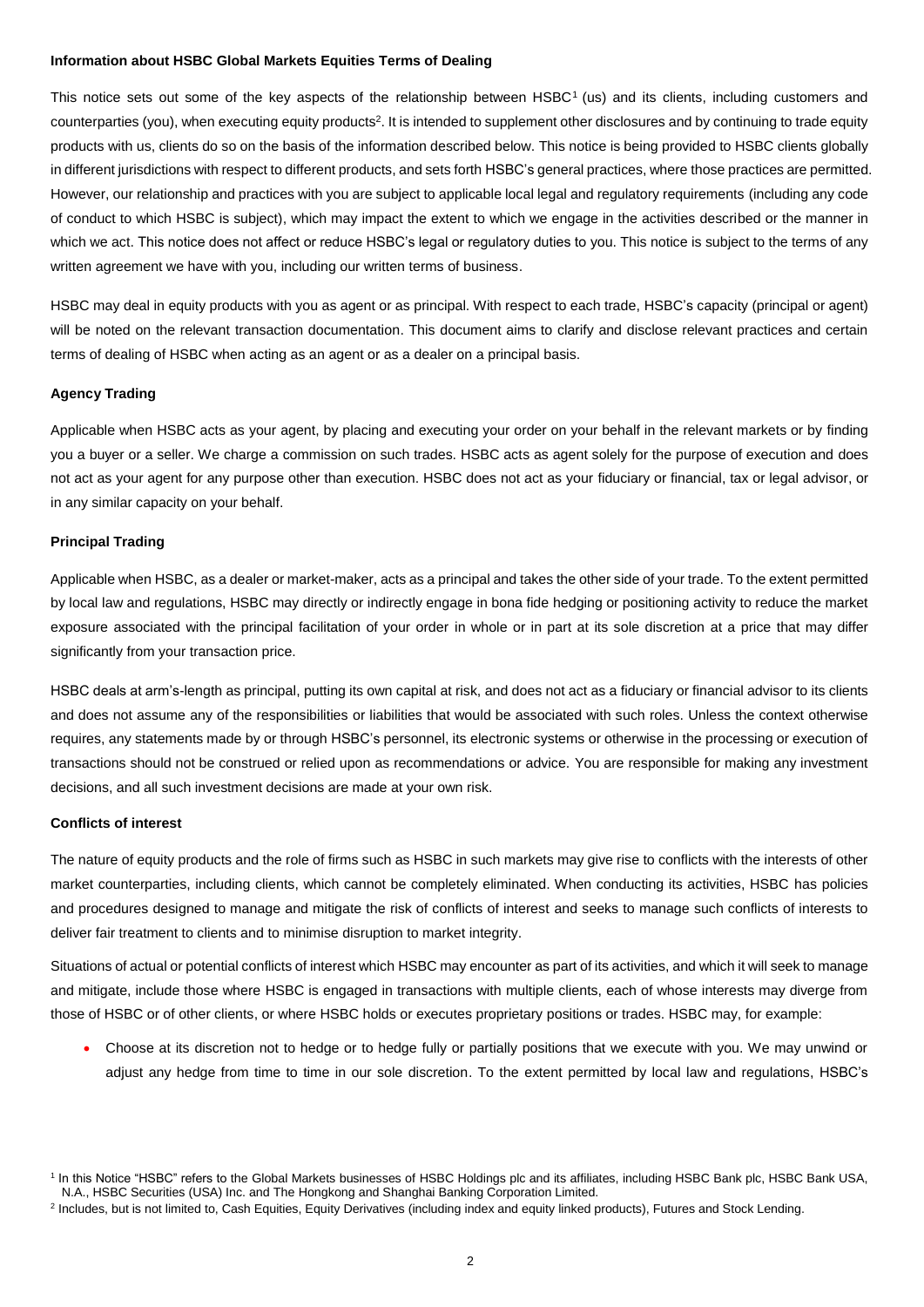**Information about HSBC Global Markets Equities Terms of Dealing**

This notice sets out some of the key aspects of the relationship between HSBC[1] (us) and its clients, including customers and counterparties (you), when executing equity products[2]. It is intended to supplement other disclosures and by continuing to trade equity products with us, clients do so on the basis of the information described below. This notice is being provided to HSBC clients globally in different jurisdictions with respect to different products, and sets forth HSBC's general practices, where those practices are permitted. However, our relationship and practices with you are subject to applicable local legal and regulatory requirements (including any code of conduct to which HSBC is subject), which may impact the extent to which we engage in the activities described or the manner in which we act. This notice does not affect or reduce HSBC's legal or regulatory duties to you. This notice is subject to the terms of any written agreement we have with you, including our written terms of business.

HSBC may deal in equity products with you as agent or as principal. With respect to each trade, HSBC's capacity (principal or agent) will be noted on the relevant transaction documentation. This document aims to clarify and disclose relevant practices and certain terms of dealing of HSBC when acting as an agent or as a dealer on a principal basis.

**Agency Trading**

Applicable when HSBC acts as your agent, by placing and executing your order on your behalf in the relevant markets or by finding you a buyer or a seller. We charge a commission on such trades. HSBC acts as agent solely for the purpose of execution and does not act as your agent for any purpose other than execution. HSBC does not act as your fiduciary or financial, tax or legal advisor, or in any similar capacity on your behalf.

**Principal Trading**

Applicable when HSBC, as a dealer or market-maker, acts as a principal and takes the other side of your trade. To the extent permitted by local law and regulations, HSBC may directly or indirectly engage in bona fide hedging or positioning activity to reduce the market exposure associated with the principal facilitation of your order in whole or in part at its sole discretion at a price that may differ significantly from your transaction price.

HSBC deals at arm's-length as principal, putting its own capital at risk, and does not act as a fiduciary or financial advisor to its clients and does not assume any of the responsibilities or liabilities that would be associated with such roles. Unless the context otherwise requires, any statements made by or through HSBC's personnel, its electronic systems or otherwise in the processing or execution of transactions should not be construed or relied upon as recommendations or advice. You are responsible for making any investment decisions, and all such investment decisions are made at your own risk.

**Conflicts of interest**

The nature of equity products and the role of firms such as HSBC in such markets may give rise to conflicts with the interests of other market counterparties, including clients, which cannot be completely eliminated. When conducting its activities, HSBC has policies and procedures designed to manage and mitigate the risk of conflicts of interest and seeks to manage such conflicts of interests to deliver fair treatment to clients and to minimise disruption to market integrity.

Situations of actual or potential conflicts of interest which HSBC may encounter as part of its activities, and which it will seek to manage and mitigate, include those where HSBC is engaged in transactions with multiple clients, each of whose interests may diverge from those of HSBC or of other clients, or where HSBC holds or executes proprietary positions or trades. HSBC may, for example:

- Choose at its discretion not to hedge or to hedge fully or partially positions that we execute with you. We may unwind or adjust any hedge from time to time in our sole discretion. To the extent permitted by local law and regulations, HSBC's

[1] In this Notice "HSBC" refers to the Global Markets businesses of HSBC Holdings plc and its affiliates, including HSBC Bank plc, HSBC Bank USA, N.A., HSBC Securities (USA) Inc. and The Hongkong and Shanghai Banking Corporation Limited.

[2] Includes, but is not limited to, Cash Equities, Equity Derivatives (including index and equity linked products), Futures and Stock Lending.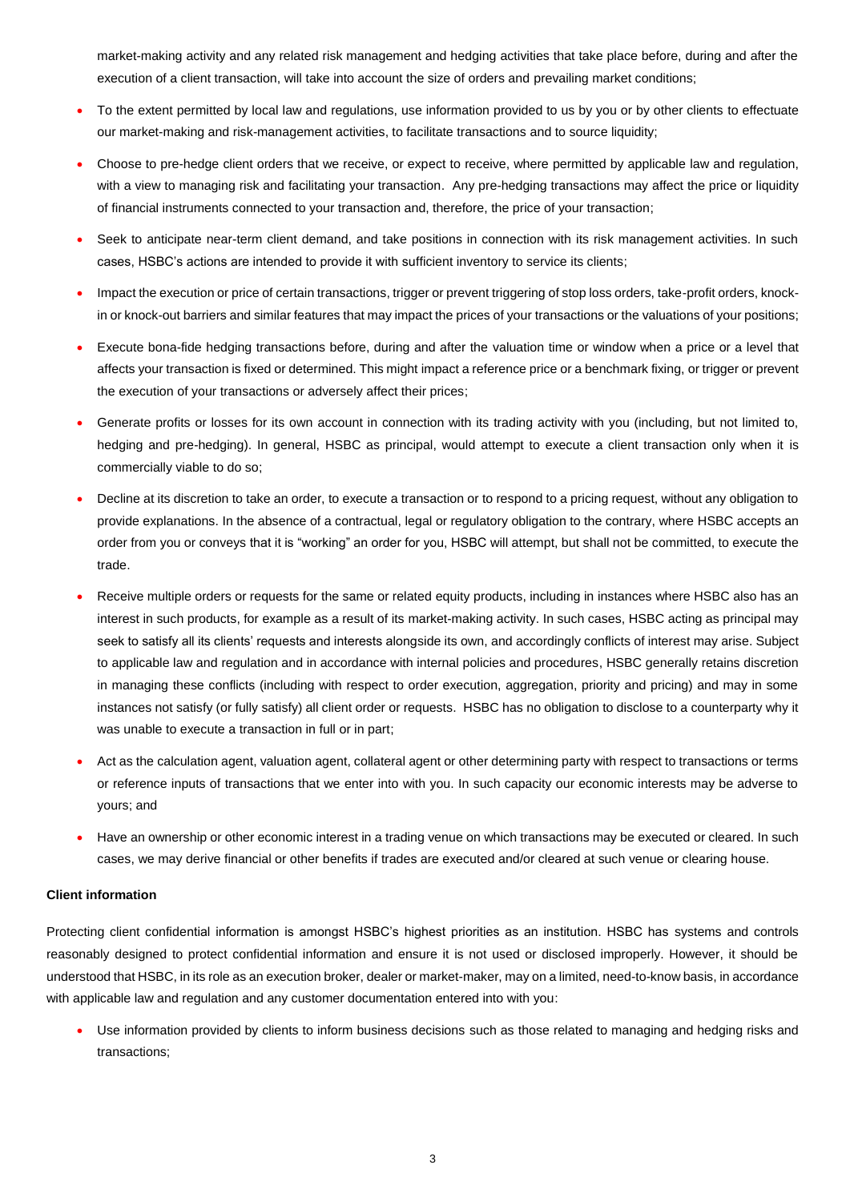market-making activity and any related risk management and hedging activities that take place before, during and after the execution of a client transaction, will take into account the size of orders and prevailing market conditions;

- To the extent permitted by local law and regulations, use information provided to us by you or by other clients to effectuate our market-making and risk-management activities, to facilitate transactions and to source liquidity;
- Choose to pre-hedge client orders that we receive, or expect to receive, where permitted by applicable law and regulation, with a view to managing risk and facilitating your transaction. Any pre-hedging transactions may affect the price or liquidity of financial instruments connected to your transaction and, therefore, the price of your transaction;
- Seek to anticipate near-term client demand, and take positions in connection with its risk management activities. In such cases, HSBC's actions are intended to provide it with sufficient inventory to service its clients;
- Impact the execution or price of certain transactions, trigger or prevent triggering of stop loss orders, take-profit orders, knock-in or knock-out barriers and similar features that may impact the prices of your transactions or the valuations of your positions;
- Execute bona-fide hedging transactions before, during and after the valuation time or window when a price or a level that affects your transaction is fixed or determined. This might impact a reference price or a benchmark fixing, or trigger or prevent the execution of your transactions or adversely affect their prices;
- Generate profits or losses for its own account in connection with its trading activity with you (including, but not limited to, hedging and pre-hedging). In general, HSBC as principal, would attempt to execute a client transaction only when it is commercially viable to do so;
- Decline at its discretion to take an order, to execute a transaction or to respond to a pricing request, without any obligation to provide explanations. In the absence of a contractual, legal or regulatory obligation to the contrary, where HSBC accepts an order from you or conveys that it is "working" an order for you, HSBC will attempt, but shall not be committed, to execute the trade.
- Receive multiple orders or requests for the same or related equity products, including in instances where HSBC also has an interest in such products, for example as a result of its market-making activity. In such cases, HSBC acting as principal may seek to satisfy all its clients' requests and interests alongside its own, and accordingly conflicts of interest may arise. Subject to applicable law and regulation and in accordance with internal policies and procedures, HSBC generally retains discretion in managing these conflicts (including with respect to order execution, aggregation, priority and pricing) and may in some instances not satisfy (or fully satisfy) all client order or requests. HSBC has no obligation to disclose to a counterparty why it was unable to execute a transaction in full or in part;
- Act as the calculation agent, valuation agent, collateral agent or other determining party with respect to transactions or terms or reference inputs of transactions that we enter into with you. In such capacity our economic interests may be adverse to yours; and
- Have an ownership or other economic interest in a trading venue on which transactions may be executed or cleared. In such cases, we may derive financial or other benefits if trades are executed and/or cleared at such venue or clearing house.

**Client information**

Protecting client confidential information is amongst HSBC's highest priorities as an institution. HSBC has systems and controls reasonably designed to protect confidential information and ensure it is not used or disclosed improperly. However, it should be understood that HSBC, in its role as an execution broker, dealer or market-maker, may on a limited, need-to-know basis, in accordance with applicable law and regulation and any customer documentation entered into with you:

- Use information provided by clients to inform business decisions such as those related to managing and hedging risks and transactions;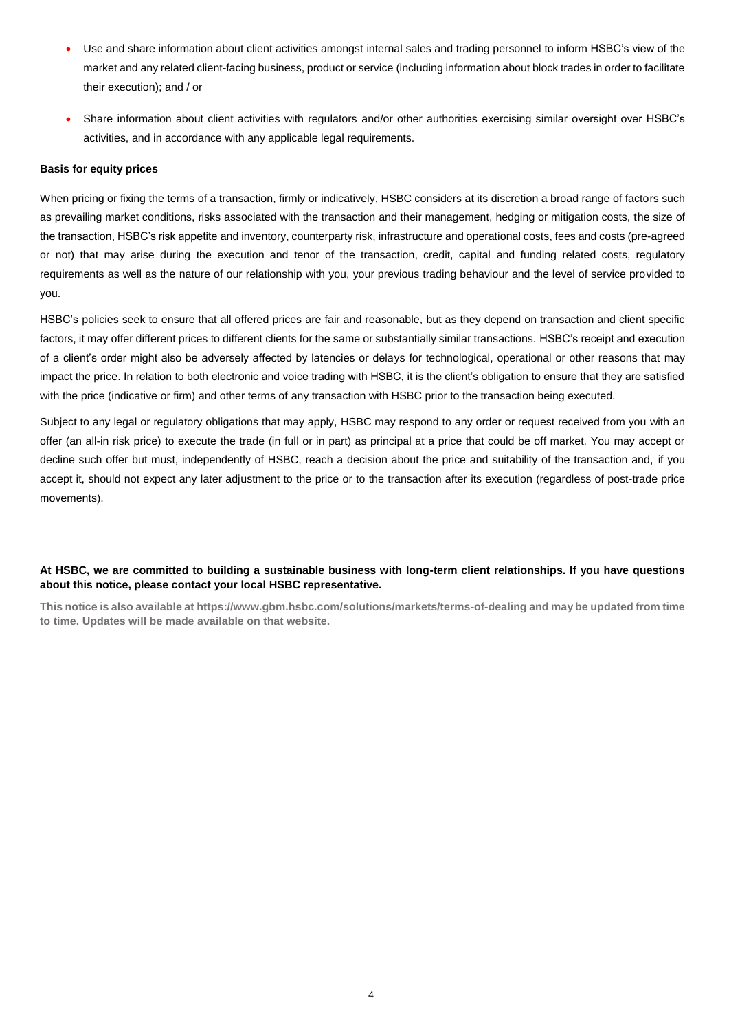- Use and share information about client activities amongst internal sales and trading personnel to inform HSBC's view of the market and any related client-facing business, product or service (including information about block trades in order to facilitate their execution); and / or
- Share information about client activities with regulators and/or other authorities exercising similar oversight over HSBC's activities, and in accordance with any applicable legal requirements.

**Basis for equity prices**

When pricing or fixing the terms of a transaction, firmly or indicatively, HSBC considers at its discretion a broad range of factors such as prevailing market conditions, risks associated with the transaction and their management, hedging or mitigation costs, the size of the transaction, HSBC's risk appetite and inventory, counterparty risk, infrastructure and operational costs, fees and costs (pre-agreed or not) that may arise during the execution and tenor of the transaction, credit, capital and funding related costs, regulatory requirements as well as the nature of our relationship with you, your previous trading behaviour and the level of service provided to you.

HSBC's policies seek to ensure that all offered prices are fair and reasonable, but as they depend on transaction and client specific factors, it may offer different prices to different clients for the same or substantially similar transactions. HSBC's receipt and execution of a client's order might also be adversely affected by latencies or delays for technological, operational or other reasons that may impact the price. In relation to both electronic and voice trading with HSBC, it is the client's obligation to ensure that they are satisfied with the price (indicative or firm) and other terms of any transaction with HSBC prior to the transaction being executed.

Subject to any legal or regulatory obligations that may apply, HSBC may respond to any order or request received from you with an offer (an all-in risk price) to execute the trade (in full or in part) as principal at a price that could be off market. You may accept or decline such offer but must, independently of HSBC, reach a decision about the price and suitability of the transaction and, if you accept it, should not expect any later adjustment to the price or to the transaction after its execution (regardless of post-trade price movements).

**At HSBC, we are committed to building a sustainable business with long-term client relationships. If you have questions about this notice, please contact your local HSBC representative.**

**This notice is also available at https://www.gbm.hsbc.com/solutions/markets/terms-of-dealing and may be updated from time to time. Updates will be made available on that website.**